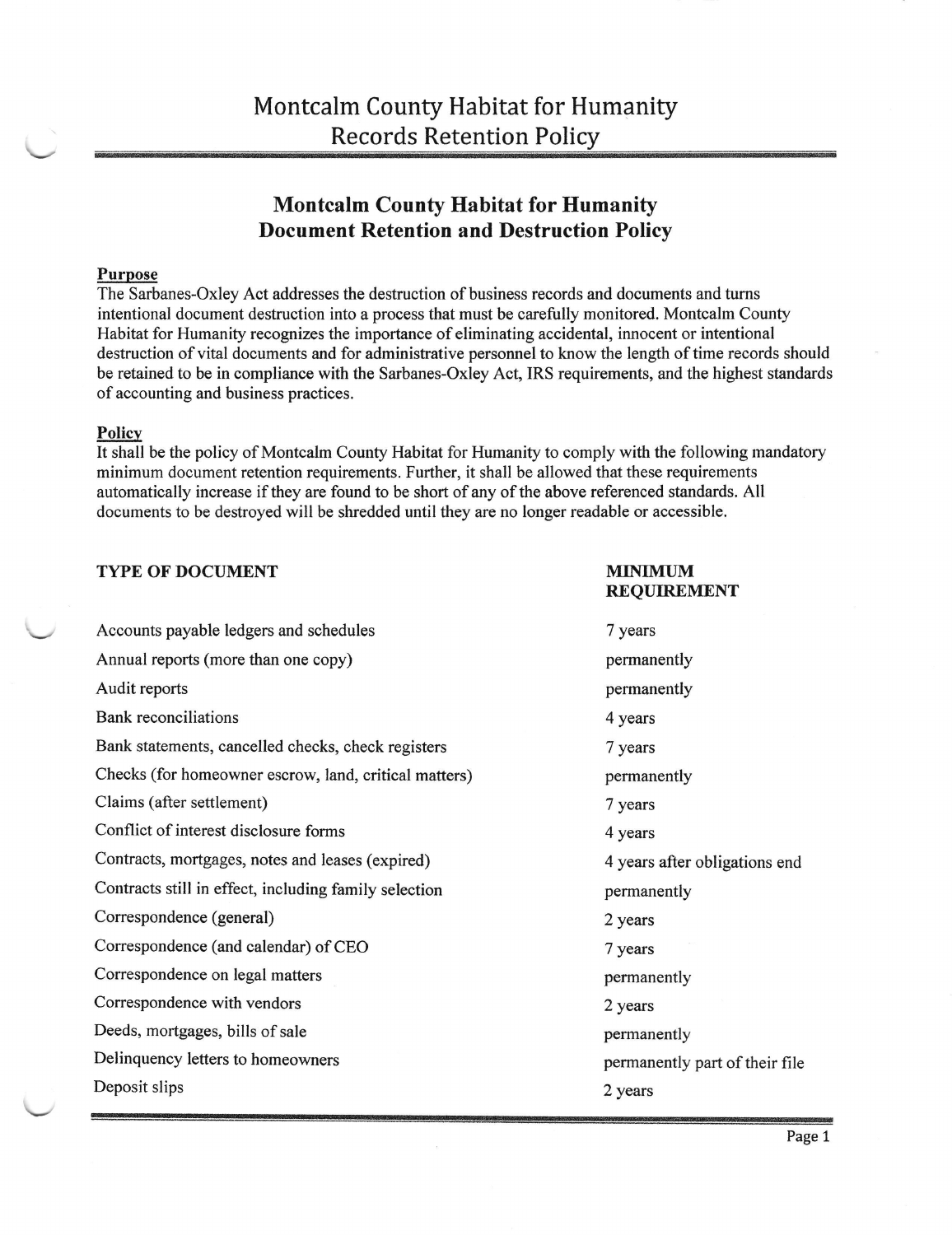# Montcalm County Habitat for Humanity Records Retention Policy

## Montcalm County Habitat for Humanity Document Retention and Destruction Policy

**Purpose**

The Sarbanes-Oxley Act addresses the destruction of business records and documents and turns intentional document destruction into a process that must be carefully monitored. Montcalm County Habitat for Humanity recognizes the importance of eliminating accidental, innocent or intentional destruction of vital documents and for administrative personnel to know the length of time records should be retained to be in compliance with the Sarbanes-Oxley Act, IRS requirements, and the highest standards of accounting and business practices.

**Policy**

It shall be the policy of Montcalm County Habitat for Humanity to comply with the following mandatory minimum document retention requirements. Further, it shall be allowed that these requirements automatically increase if they are found to be short of any of the above referenced standards. All documents to be destroyed will be shredded until they are no longer readable or accessible.

| TYPE OF DOCUMENT | MINIMUM REQUIREMENT |
|---|---|
| Accounts payable ledgers and schedules | 7 years |
| Annual reports (more than one copy) | permanently |
| Audit reports | permanently |
| Bank reconciliations | 4 years |
| Bank statements, cancelled checks, check registers | 7 years |
| Checks (for homeowner escrow, land, critical matters) | permanently |
| Claims (after settlement) | 7 years |
| Conflict of interest disclosure forms | 4 years |
| Contracts, mortgages, notes and leases (expired) | 4 years after obligations end |
| Contracts still in effect, including family selection | permanently |
| Correspondence (general) | 2 years |
| Correspondence (and calendar) of CEO | 7 years |
| Correspondence on legal matters | permanently |
| Correspondence with vendors | 2 years |
| Deeds, mortgages, bills of sale | permanently |
| Delinquency letters to homeowners | permanently part of their file |
| Deposit slips | 2 years |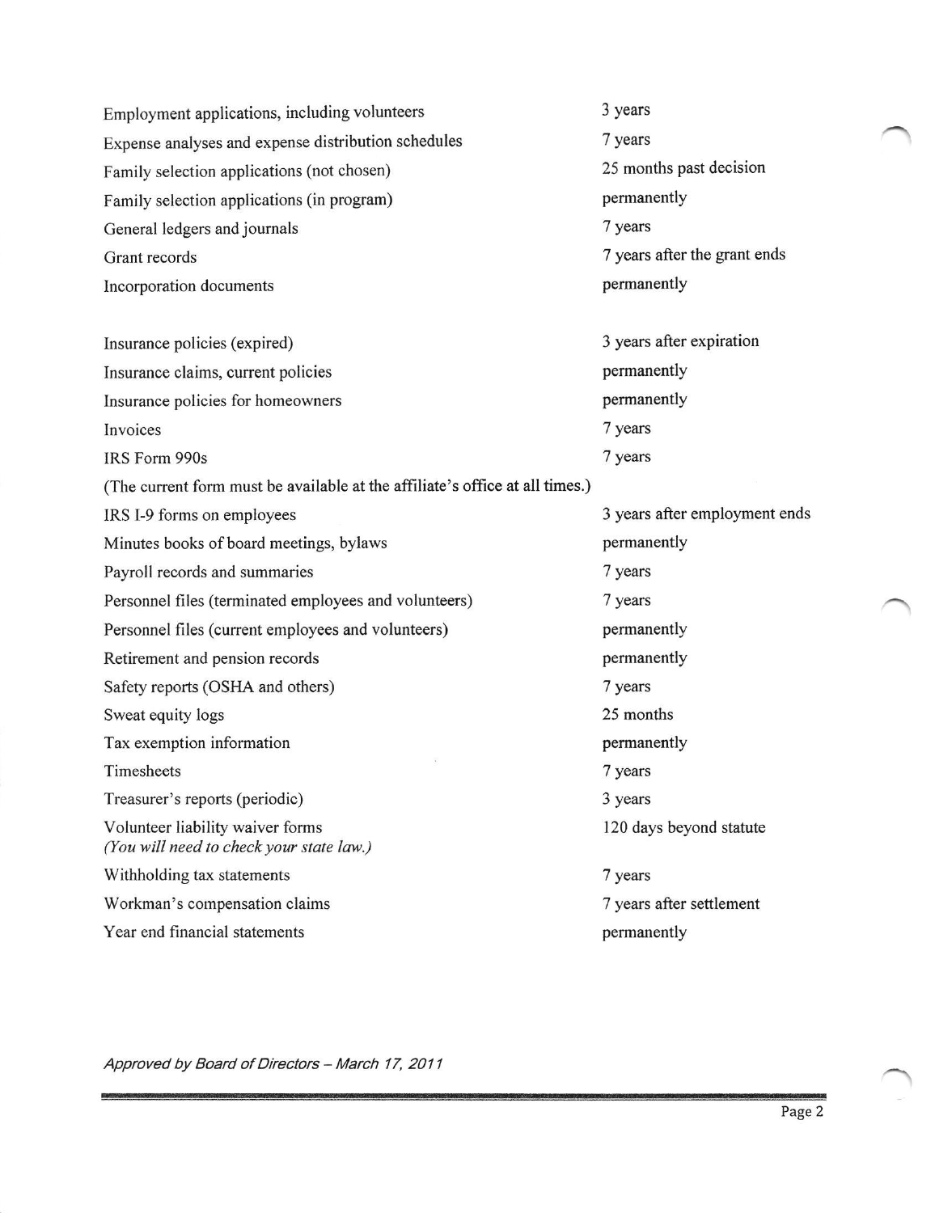| | |
|---|---|
| Employment applications, including volunteers | 3 years |
| Expense analyses and expense distribution schedules | 7 years |
| Family selection applications (not chosen) | 25 months past decision |
| Family selection applications (in program) | permanently |
| General ledgers and journals | 7 years |
| Grant records | 7 years after the grant ends |
| Incorporation documents | permanently |
| Insurance policies (expired) | 3 years after expiration |
| Insurance claims, current policies | permanently |
| Insurance policies for homeowners | permanently |
| Invoices | 7 years |
| IRS Form 990s (The current form must be available at the affiliate's office at all times.) | 7 years |
| IRS I-9 forms on employees | 3 years after employment ends |
| Minutes books of board meetings, bylaws | permanently |
| Payroll records and summaries | 7 years |
| Personnel files (terminated employees and volunteers) | 7 years |
| Personnel files (current employees and volunteers) | permanently |
| Retirement and pension records | permanently |
| Safety reports (OSHA and others) | 7 years |
| Sweat equity logs | 25 months |
| Tax exemption information | permanently |
| Timesheets | 7 years |
| Treasurer's reports (periodic) | 3 years |
| Volunteer liability waiver forms *(You will need to check your state law.)* | 120 days beyond statute |
| Withholding tax statements | 7 years |
| Workman's compensation claims | 7 years after settlement |
| Year end financial statements | permanently |

*Approved by Board of Directors – March 17, 2011*